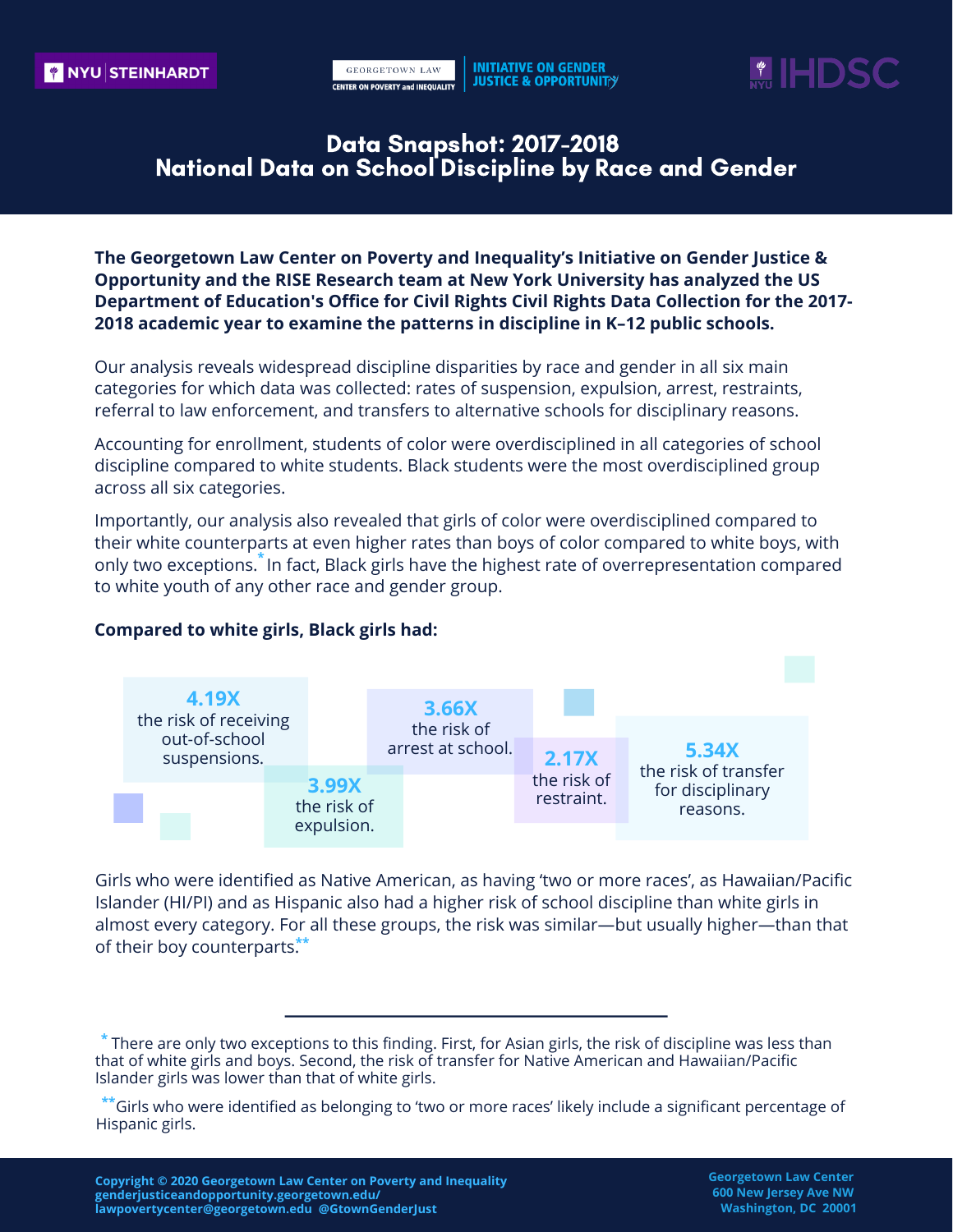# Data Snapshot: 2017-2018
# National Data on School Discipline by Race and Gender

**The Georgetown Law Center on Poverty and Inequality's Initiative on Gender Justice & Opportunity and the RISE Research team at New York University has analyzed the US Department of Education's Office for Civil Rights Civil Rights Data Collection for the 2017-2018 academic year to examine the patterns in discipline in K–12 public schools.**

Our analysis reveals widespread discipline disparities by race and gender in all six main categories for which data was collected: rates of suspension, expulsion, arrest, restraints, referral to law enforcement, and transfers to alternative schools for disciplinary reasons.

Accounting for enrollment, students of color were overdisciplined in all categories of school discipline compared to white students. Black students were the most overdisciplined group across all six categories.

Importantly, our analysis also revealed that girls of color were overdisciplined compared to their white counterparts at even higher rates than boys of color compared to white boys, with only two exceptions.* In fact, Black girls have the highest rate of overrepresentation compared to white youth of any other race and gender group.

**Compared to white girls, Black girls had:**

- **4.19X** the risk of receiving out-of-school suspensions.
- **3.99X** the risk of expulsion.
- **3.66X** the risk of arrest at school.
- **2.17X** the risk of restraint.
- **5.34X** the risk of transfer for disciplinary reasons.

Girls who were identified as Native American, as having 'two or more races', as Hawaiian/Pacific Islander (HI/PI) and as Hispanic also had a higher risk of school discipline than white girls in almost every category. For all these groups, the risk was similar—but usually higher—than that of their boy counterparts.**

---

\* There are only two exceptions to this finding. First, for Asian girls, the risk of discipline was less than that of white girls and boys. Second, the risk of transfer for Native American and Hawaiian/Pacific Islander girls was lower than that of white girls.

\*\* Girls who were identified as belonging to 'two or more races' likely include a significant percentage of Hispanic girls.

Copyright © 2020 Georgetown Law Center on Poverty and Inequality
genderjusticeandopportunity.georgetown.edu/
lawpovertycenter@georgetown.edu @GtownGenderJust

Georgetown Law Center
600 New Jersey Ave NW
Washington, DC 20001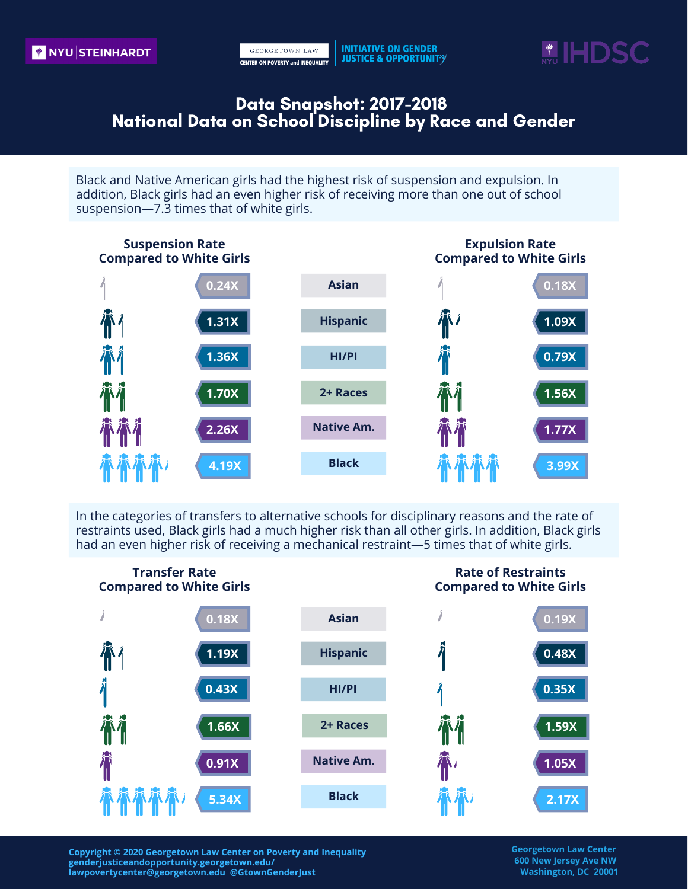# Data Snapshot: 2017-2018
# National Data on School Discipline by Race and Gender

Black and Native American girls had the highest risk of suspension and expulsion. In addition, Black girls had an even higher risk of receiving more than one out of school suspension—7.3 times that of white girls.

| Suspension Rate Compared to White Girls | Race | Expulsion Rate Compared to White Girls |
|---|---|---|
| 0.24X | Asian | 0.18X |
| 1.31X | Hispanic | 1.09X |
| 1.36X | HI/PI | 0.79X |
| 1.70X | 2+ Races | 1.56X |
| 2.26X | Native Am. | 1.77X |
| 4.19X | Black | 3.99X |

In the categories of transfers to alternative schools for disciplinary reasons and the rate of restraints used, Black girls had a much higher risk than all other girls. In addition, Black girls had an even higher risk of receiving a mechanical restraint—5 times that of white girls.

| Transfer Rate Compared to White Girls | Race | Rate of Restraints Compared to White Girls |
|---|---|---|
| 0.18X | Asian | 0.19X |
| 1.19X | Hispanic | 0.48X |
| 0.43X | HI/PI | 0.35X |
| 1.66X | 2+ Races | 1.59X |
| 0.91X | Native Am. | 1.05X |
| 5.34X | Black | 2.17X |

Copyright © 2020 Georgetown Law Center on Poverty and Inequality
genderjusticeandopportunity.georgetown.edu/
lawpovertycenter@georgetown.edu @GtownGenderJust

Georgetown Law Center
600 New Jersey Ave NW
Washington, DC 20001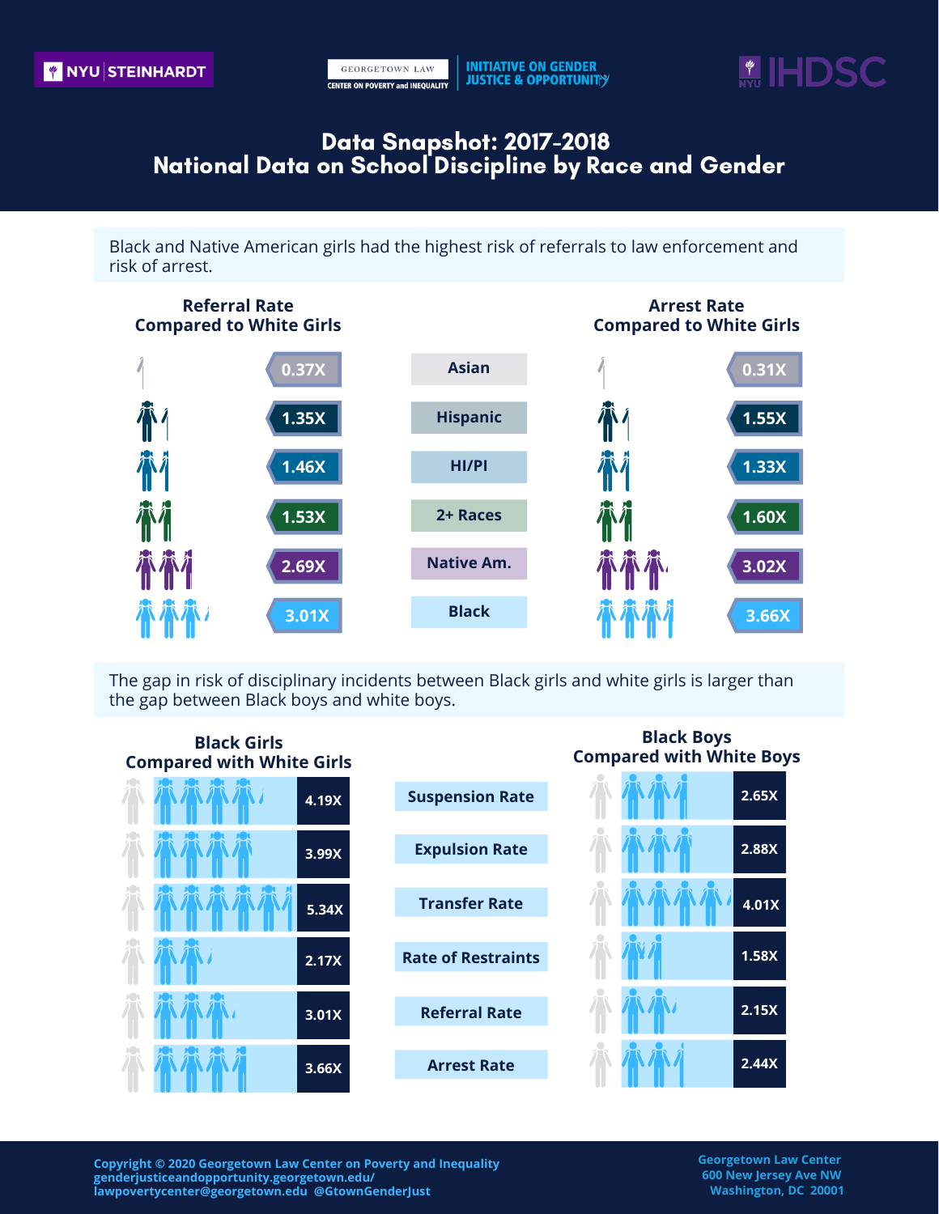# Data Snapshot: 2017-2018
# National Data on School Discipline by Race and Gender

Black and Native American girls had the highest risk of referrals to law enforcement and risk of arrest.

| Referral Rate Compared to White Girls | Race | Arrest Rate Compared to White Girls |
|---|---|---|
| 0.37X | Asian | 0.31X |
| 1.35X | Hispanic | 1.55X |
| 1.46X | HI/PI | 1.33X |
| 1.53X | 2+ Races | 1.60X |
| 2.69X | Native Am. | 3.02X |
| 3.01X | Black | 3.66X |

The gap in risk of disciplinary incidents between Black girls and white girls is larger than the gap between Black boys and white boys.

| Black Girls Compared with White Girls | Measure | Black Boys Compared with White Boys |
|---|---|---|
| 4.19X | Suspension Rate | 2.65X |
| 3.99X | Expulsion Rate | 2.88X |
| 5.34X | Transfer Rate | 4.01X |
| 2.17X | Rate of Restraints | 1.58X |
| 3.01X | Referral Rate | 2.15X |
| 3.66X | Arrest Rate | 2.44X |

Copyright © 2020 Georgetown Law Center on Poverty and Inequality
genderjusticeandopportunity.georgetown.edu/
lawpovertycenter@georgetown.edu @GtownGenderJust

Georgetown Law Center
600 New Jersey Ave NW
Washington, DC 20001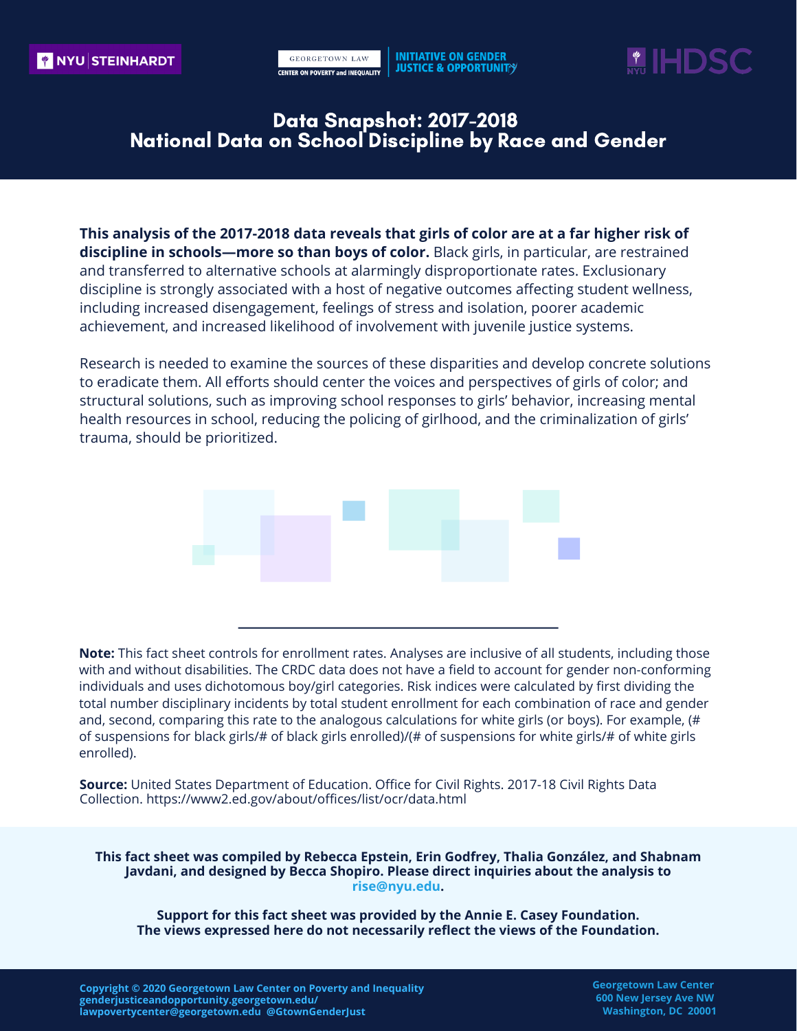# Data Snapshot: 2017-2018 National Data on School Discipline by Race and Gender

**This analysis of the 2017-2018 data reveals that girls of color are at a far higher risk of discipline in schools—more so than boys of color.** Black girls, in particular, are restrained and transferred to alternative schools at alarmingly disproportionate rates. Exclusionary discipline is strongly associated with a host of negative outcomes affecting student wellness, including increased disengagement, feelings of stress and isolation, poorer academic achievement, and increased likelihood of involvement with juvenile justice systems.

Research is needed to examine the sources of these disparities and develop concrete solutions to eradicate them. All efforts should center the voices and perspectives of girls of color; and structural solutions, such as improving school responses to girls' behavior, increasing mental health resources in school, reducing the policing of girlhood, and the criminalization of girls' trauma, should be prioritized.

---

**Note:** This fact sheet controls for enrollment rates. Analyses are inclusive of all students, including those with and without disabilities. The CRDC data does not have a field to account for gender non-conforming individuals and uses dichotomous boy/girl categories. Risk indices were calculated by first dividing the total number disciplinary incidents by total student enrollment for each combination of race and gender and, second, comparing this rate to the analogous calculations for white girls (or boys). For example, (# of suspensions for black girls/# of black girls enrolled)/(# of suspensions for white girls/# of white girls enrolled).

**Source:** United States Department of Education. Office for Civil Rights. 2017-18 Civil Rights Data Collection. https://www2.ed.gov/about/offices/list/ocr/data.html

**This fact sheet was compiled by Rebecca Epstein, Erin Godfrey, Thalia González, and Shabnam Javdani, and designed by Becca Shopiro. Please direct inquiries about the analysis to rise@nyu.edu.**

**Support for this fact sheet was provided by the Annie E. Casey Foundation. The views expressed here do not necessarily reflect the views of the Foundation.**

**Copyright © 2020 Georgetown Law Center on Poverty and Inequality**
**genderjusticeandopportunity.georgetown.edu/**
**lawpovertycenter@georgetown.edu @GtownGenderJust**

**Georgetown Law Center**
**600 New Jersey Ave NW**
**Washington, DC 20001**